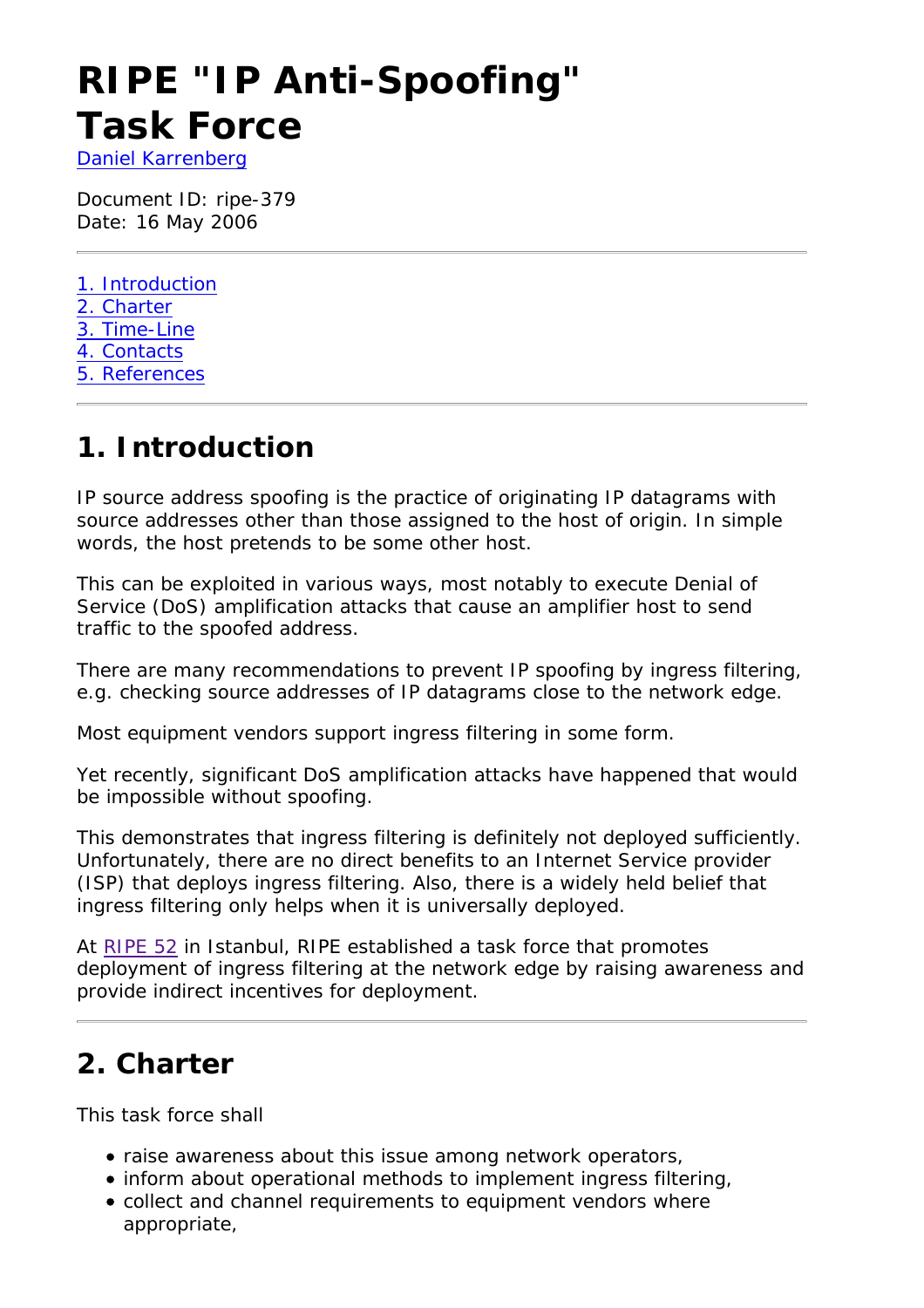# RIPE "IP Anti-Spoofing" Task Force

Daniel Karrenberg

Document ID: ripe-379
Date: 16 May 2006

---

1. Introduction
2. Charter
3. Time-Line
4. Contacts
5. References

---

## 1. Introduction

IP source address spoofing is the practice of originating IP datagrams with source addresses other than those assigned to the host of origin. In simple words, the host pretends to be some other host.

This can be exploited in various ways, most notably to execute Denial of Service (DoS) amplification attacks that cause an amplifier host to send traffic to the spoofed address.

There are many recommendations to prevent IP spoofing by ingress filtering, e.g. checking source addresses of IP datagrams close to the network edge.

Most equipment vendors support ingress filtering in some form.

Yet recently, significant DoS amplification attacks have happened that would be impossible without spoofing.

This demonstrates that ingress filtering is definitely not deployed sufficiently. Unfortunately, there are no direct benefits to an Internet Service provider (ISP) that deploys ingress filtering. Also, there is a widely held belief that ingress filtering only helps when it is universally deployed.

At RIPE 52 in Istanbul, RIPE established a task force that promotes deployment of ingress filtering at the network edge by raising awareness and provide indirect incentives for deployment.

---

## 2. Charter

This task force shall

- raise awareness about this issue among network operators,
- inform about operational methods to implement ingress filtering,
- collect and channel requirements to equipment vendors where appropriate,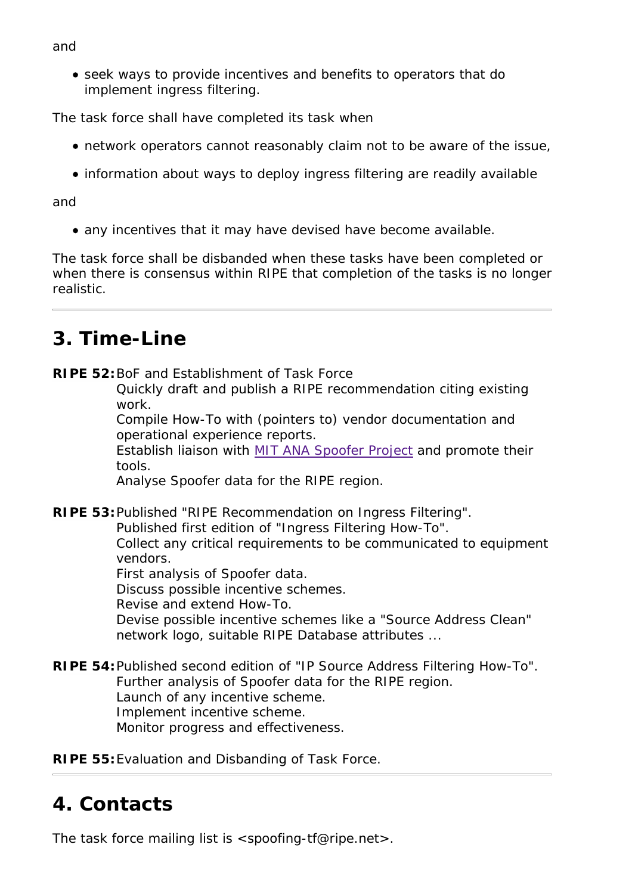and

- seek ways to provide incentives and benefits to operators that do implement ingress filtering.

The task force shall have completed its task when

- network operators cannot reasonably claim not to be aware of the issue,
- information about ways to deploy ingress filtering are readily available

and

- any incentives that it may have devised have become available.

The task force shall be disbanded when these tasks have been completed or when there is consensus within RIPE that completion of the tasks is no longer realistic.

---

## 3. Time-Line

**RIPE 52:** BoF and Establishment of Task Force
Quickly draft and publish a RIPE recommendation citing existing work.
Compile How-To with (pointers to) vendor documentation and operational experience reports.
Establish liaison with MIT ANA Spoofer Project and promote their tools.
Analyse Spoofer data for the RIPE region.

**RIPE 53:** Published "RIPE Recommendation on Ingress Filtering".
Published first edition of "Ingress Filtering How-To".
Collect any critical requirements to be communicated to equipment vendors.
First analysis of Spoofer data.
Discuss possible incentive schemes.
Revise and extend How-To.
Devise possible incentive schemes like a "Source Address Clean" network logo, suitable RIPE Database attributes ...

**RIPE 54:** Published second edition of "IP Source Address Filtering How-To".
Further analysis of Spoofer data for the RIPE region.
Launch of any incentive scheme.
Implement incentive scheme.
Monitor progress and effectiveness.

**RIPE 55:** Evaluation and Disbanding of Task Force.

---

## 4. Contacts

The task force mailing list is <spoofing-tf@ripe.net>.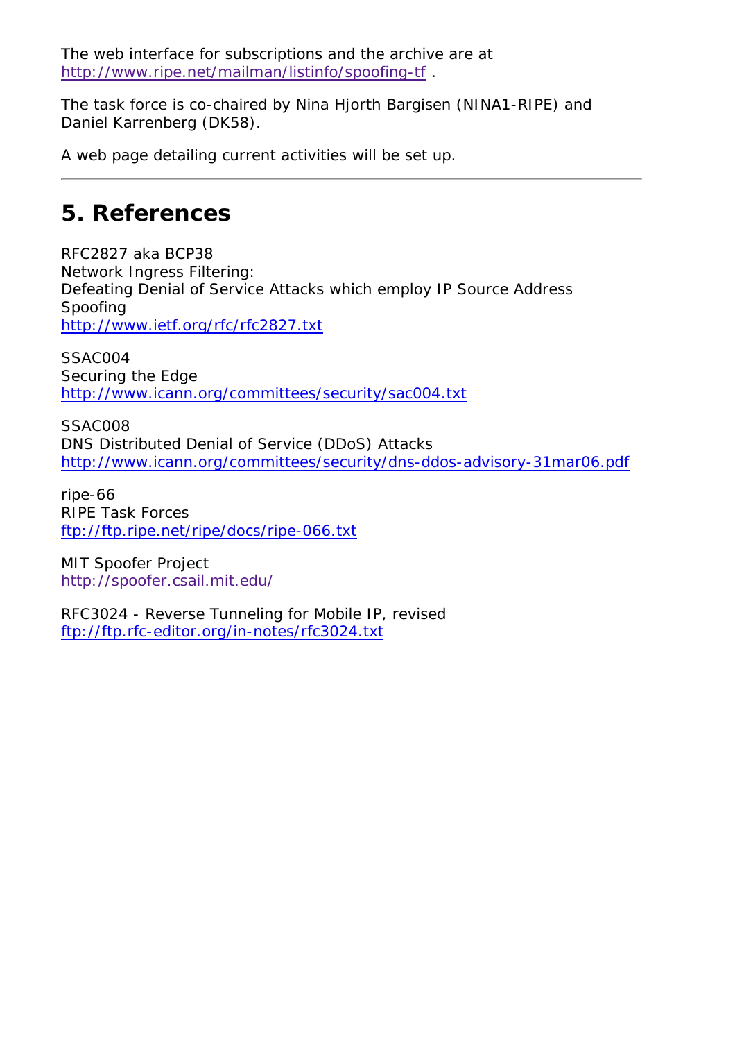The web interface for subscriptions and the archive are at http://www.ripe.net/mailman/listinfo/spoofing-tf .

The task force is co-chaired by Nina Hjorth Bargisen (NINA1-RIPE) and Daniel Karrenberg (DK58).

A web page detailing current activities will be set up.

---

## 5. References

RFC2827 aka BCP38  
Network Ingress Filtering:  
Defeating Denial of Service Attacks which employ IP Source Address Spoofing  
http://www.ietf.org/rfc/rfc2827.txt

SSAC004  
Securing the Edge  
http://www.icann.org/committees/security/sac004.txt

SSAC008  
DNS Distributed Denial of Service (DDoS) Attacks  
http://www.icann.org/committees/security/dns-ddos-advisory-31mar06.pdf

ripe-66  
RIPE Task Forces  
ftp://ftp.ripe.net/ripe/docs/ripe-066.txt

MIT Spoofer Project  
http://spoofer.csail.mit.edu/

RFC3024 - Reverse Tunneling for Mobile IP, revised  
ftp://ftp.rfc-editor.org/in-notes/rfc3024.txt